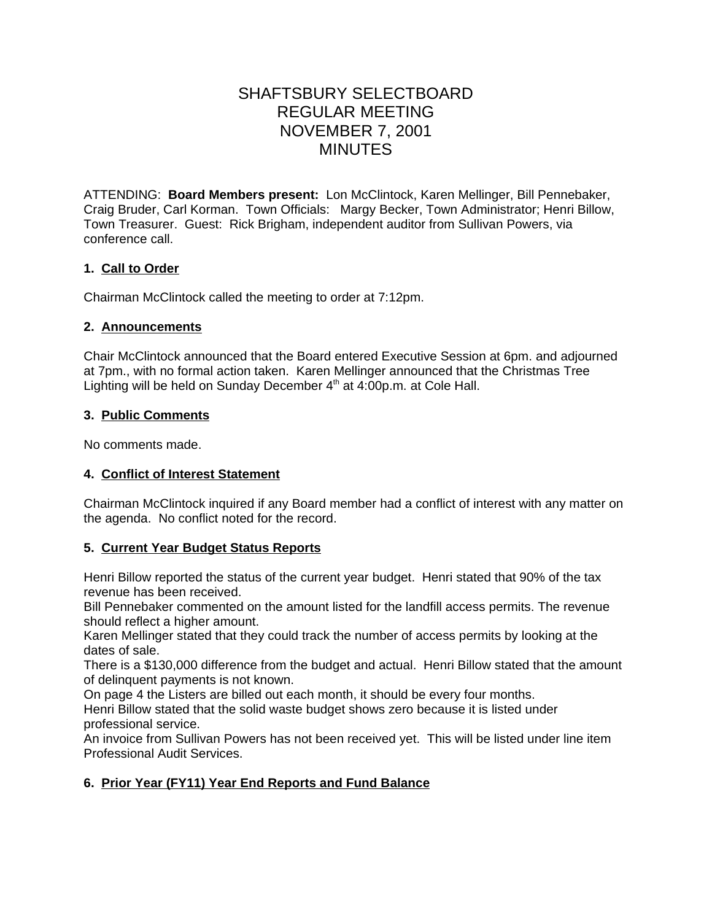# SHAFTSBURY SELECTBOARD
# REGULAR MEETING
# NOVEMBER 7, 2001
# MINUTES

ATTENDING: **Board Members present:** Lon McClintock, Karen Mellinger, Bill Pennebaker, Craig Bruder, Carl Korman. Town Officials: Margy Becker, Town Administrator; Henri Billow, Town Treasurer. Guest: Rick Brigham, independent auditor from Sullivan Powers, via conference call.

### 1. Call to Order

Chairman McClintock called the meeting to order at 7:12pm.

### 2. Announcements

Chair McClintock announced that the Board entered Executive Session at 6pm. and adjourned at 7pm., with no formal action taken. Karen Mellinger announced that the Christmas Tree Lighting will be held on Sunday December 4th at 4:00p.m. at Cole Hall.

### 3. Public Comments

No comments made.

### 4. Conflict of Interest Statement

Chairman McClintock inquired if any Board member had a conflict of interest with any matter on the agenda. No conflict noted for the record.

### 5. Current Year Budget Status Reports

Henri Billow reported the status of the current year budget. Henri stated that 90% of the tax revenue has been received.
Bill Pennebaker commented on the amount listed for the landfill access permits. The revenue should reflect a higher amount.
Karen Mellinger stated that they could track the number of access permits by looking at the dates of sale.
There is a $130,000 difference from the budget and actual. Henri Billow stated that the amount of delinquent payments is not known.
On page 4 the Listers are billed out each month, it should be every four months.
Henri Billow stated that the solid waste budget shows zero because it is listed under professional service.
An invoice from Sullivan Powers has not been received yet. This will be listed under line item Professional Audit Services.

### 6. Prior Year (FY11) Year End Reports and Fund Balance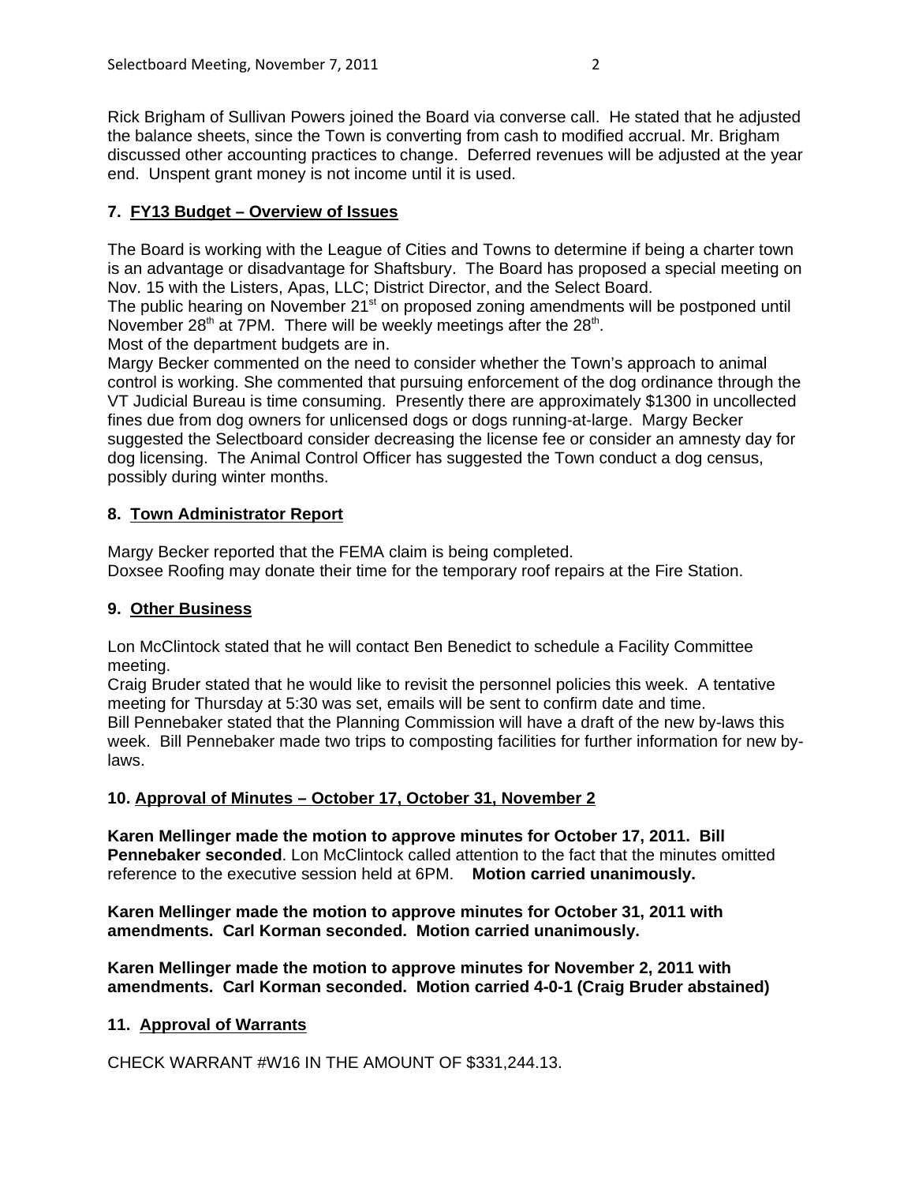Rick Brigham of Sullivan Powers joined the Board via converse call. He stated that he adjusted the balance sheets, since the Town is converting from cash to modified accrual. Mr. Brigham discussed other accounting practices to change. Deferred revenues will be adjusted at the year end. Unspent grant money is not income until it is used.

### 7. FY13 Budget – Overview of Issues

The Board is working with the League of Cities and Towns to determine if being a charter town is an advantage or disadvantage for Shaftsbury. The Board has proposed a special meeting on Nov. 15 with the Listers, Apas, LLC; District Director, and the Select Board.
The public hearing on November 21st on proposed zoning amendments will be postponed until November 28th at 7PM. There will be weekly meetings after the 28th.
Most of the department budgets are in.
Margy Becker commented on the need to consider whether the Town's approach to animal control is working. She commented that pursuing enforcement of the dog ordinance through the VT Judicial Bureau is time consuming. Presently there are approximately $1300 in uncollected fines due from dog owners for unlicensed dogs or dogs running-at-large. Margy Becker suggested the Selectboard consider decreasing the license fee or consider an amnesty day for dog licensing. The Animal Control Officer has suggested the Town conduct a dog census, possibly during winter months.

### 8. Town Administrator Report

Margy Becker reported that the FEMA claim is being completed.
Doxsee Roofing may donate their time for the temporary roof repairs at the Fire Station.

### 9. Other Business

Lon McClintock stated that he will contact Ben Benedict to schedule a Facility Committee meeting.
Craig Bruder stated that he would like to revisit the personnel policies this week. A tentative meeting for Thursday at 5:30 was set, emails will be sent to confirm date and time.
Bill Pennebaker stated that the Planning Commission will have a draft of the new by-laws this week. Bill Pennebaker made two trips to composting facilities for further information for new by-laws.

### 10. Approval of Minutes – October 17, October 31, November 2

**Karen Mellinger made the motion to approve minutes for October 17, 2011. Bill Pennebaker seconded**. Lon McClintock called attention to the fact that the minutes omitted reference to the executive session held at 6PM. **Motion carried unanimously.**

**Karen Mellinger made the motion to approve minutes for October 31, 2011 with amendments. Carl Korman seconded. Motion carried unanimously.**

**Karen Mellinger made the motion to approve minutes for November 2, 2011 with amendments. Carl Korman seconded. Motion carried 4-0-1 (Craig Bruder abstained)**

### 11. Approval of Warrants

CHECK WARRANT #W16 IN THE AMOUNT OF $331,244.13.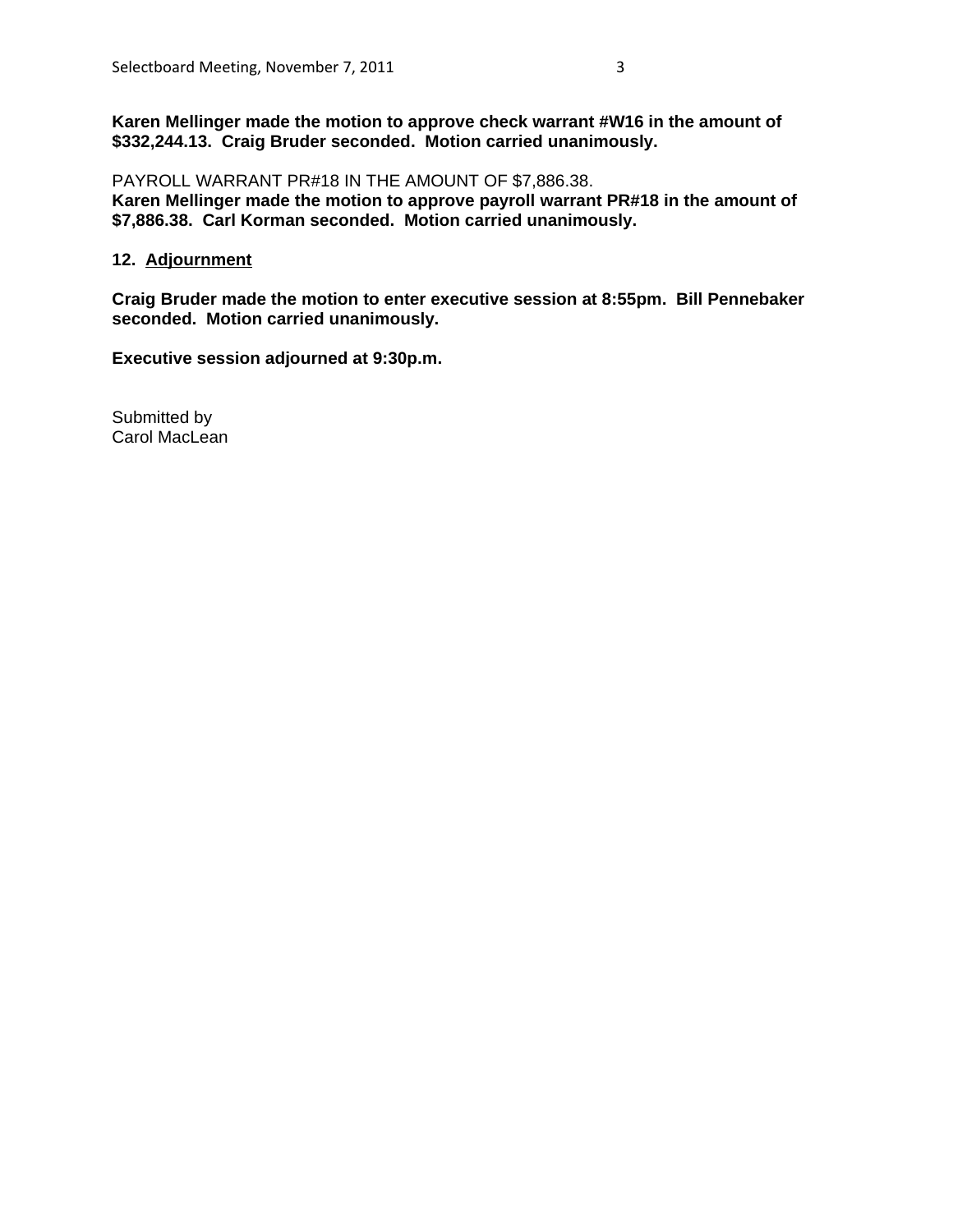**Karen Mellinger made the motion to approve check warrant #W16 in the amount of $332,244.13. Craig Bruder seconded. Motion carried unanimously.**

PAYROLL WARRANT PR#18 IN THE AMOUNT OF $7,886.38.
**Karen Mellinger made the motion to approve payroll warrant PR#18 in the amount of $7,886.38. Carl Korman seconded. Motion carried unanimously.**

**12. Adjournment**

**Craig Bruder made the motion to enter executive session at 8:55pm. Bill Pennebaker seconded. Motion carried unanimously.**

**Executive session adjourned at 9:30p.m.**

Submitted by
Carol MacLean